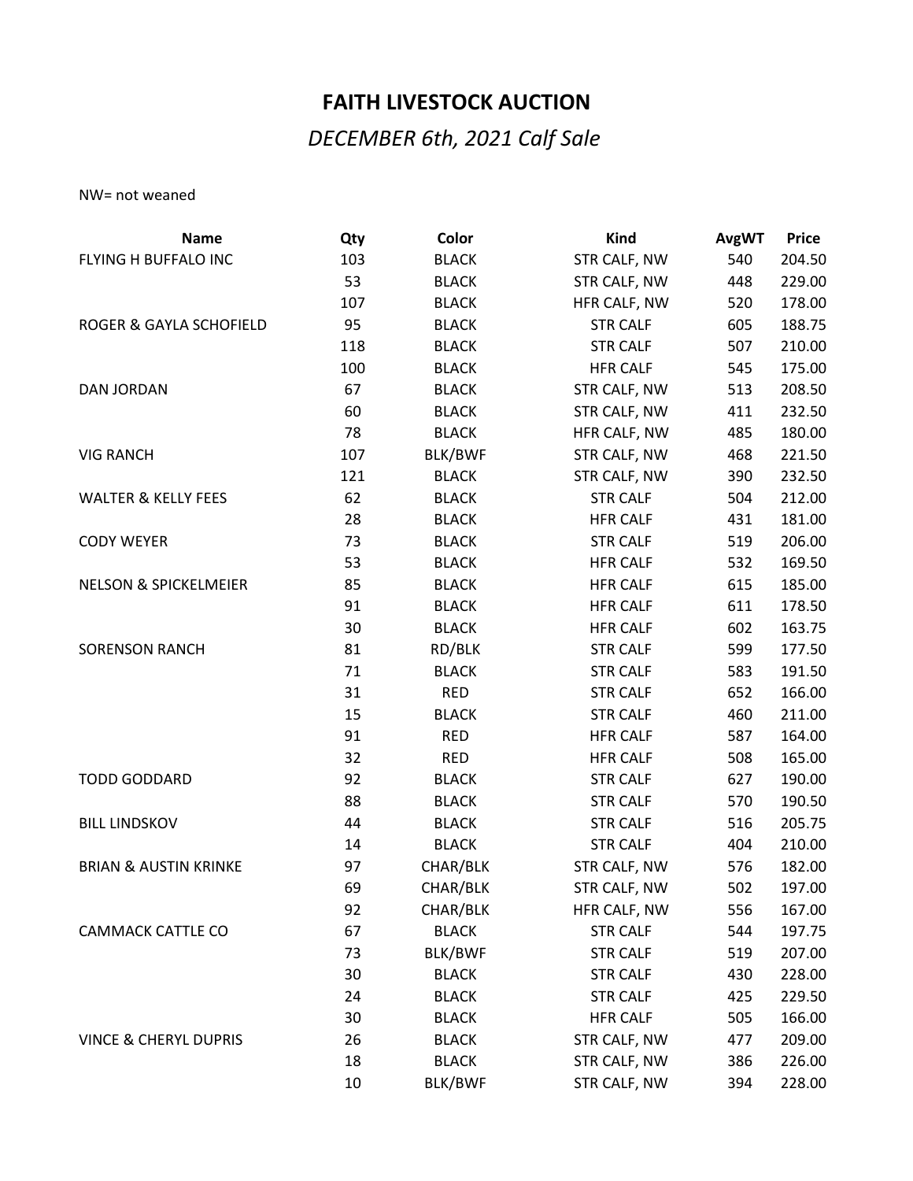# FAITH LIVESTOCK AUCTION

## *DECEMBER 6th, 2021 Calf Sale*

NW= not weaned

| Name | Qty | Color | Kind | AvgWT | Price |
|---|---|---|---|---|---|
| FLYING H BUFFALO INC | 103 | BLACK | STR CALF, NW | 540 | 204.50 |
| | 53 | BLACK | STR CALF, NW | 448 | 229.00 |
| | 107 | BLACK | HFR CALF, NW | 520 | 178.00 |
| ROGER & GAYLA SCHOFIELD | 95 | BLACK | STR CALF | 605 | 188.75 |
| | 118 | BLACK | STR CALF | 507 | 210.00 |
| | 100 | BLACK | HFR CALF | 545 | 175.00 |
| DAN JORDAN | 67 | BLACK | STR CALF, NW | 513 | 208.50 |
| | 60 | BLACK | STR CALF, NW | 411 | 232.50 |
| | 78 | BLACK | HFR CALF, NW | 485 | 180.00 |
| VIG RANCH | 107 | BLK/BWF | STR CALF, NW | 468 | 221.50 |
| | 121 | BLACK | STR CALF, NW | 390 | 232.50 |
| WALTER & KELLY FEES | 62 | BLACK | STR CALF | 504 | 212.00 |
| | 28 | BLACK | HFR CALF | 431 | 181.00 |
| CODY WEYER | 73 | BLACK | STR CALF | 519 | 206.00 |
| | 53 | BLACK | HFR CALF | 532 | 169.50 |
| NELSON & SPICKELMEIER | 85 | BLACK | HFR CALF | 615 | 185.00 |
| | 91 | BLACK | HFR CALF | 611 | 178.50 |
| | 30 | BLACK | HFR CALF | 602 | 163.75 |
| SORENSON RANCH | 81 | RD/BLK | STR CALF | 599 | 177.50 |
| | 71 | BLACK | STR CALF | 583 | 191.50 |
| | 31 | RED | STR CALF | 652 | 166.00 |
| | 15 | BLACK | STR CALF | 460 | 211.00 |
| | 91 | RED | HFR CALF | 587 | 164.00 |
| | 32 | RED | HFR CALF | 508 | 165.00 |
| TODD GODDARD | 92 | BLACK | STR CALF | 627 | 190.00 |
| | 88 | BLACK | STR CALF | 570 | 190.50 |
| BILL LINDSKOV | 44 | BLACK | STR CALF | 516 | 205.75 |
| | 14 | BLACK | STR CALF | 404 | 210.00 |
| BRIAN & AUSTIN KRINKE | 97 | CHAR/BLK | STR CALF, NW | 576 | 182.00 |
| | 69 | CHAR/BLK | STR CALF, NW | 502 | 197.00 |
| | 92 | CHAR/BLK | HFR CALF, NW | 556 | 167.00 |
| CAMMACK CATTLE CO | 67 | BLACK | STR CALF | 544 | 197.75 |
| | 73 | BLK/BWF | STR CALF | 519 | 207.00 |
| | 30 | BLACK | STR CALF | 430 | 228.00 |
| | 24 | BLACK | STR CALF | 425 | 229.50 |
| | 30 | BLACK | HFR CALF | 505 | 166.00 |
| VINCE & CHERYL DUPRIS | 26 | BLACK | STR CALF, NW | 477 | 209.00 |
| | 18 | BLACK | STR CALF, NW | 386 | 226.00 |
| | 10 | BLK/BWF | STR CALF, NW | 394 | 228.00 |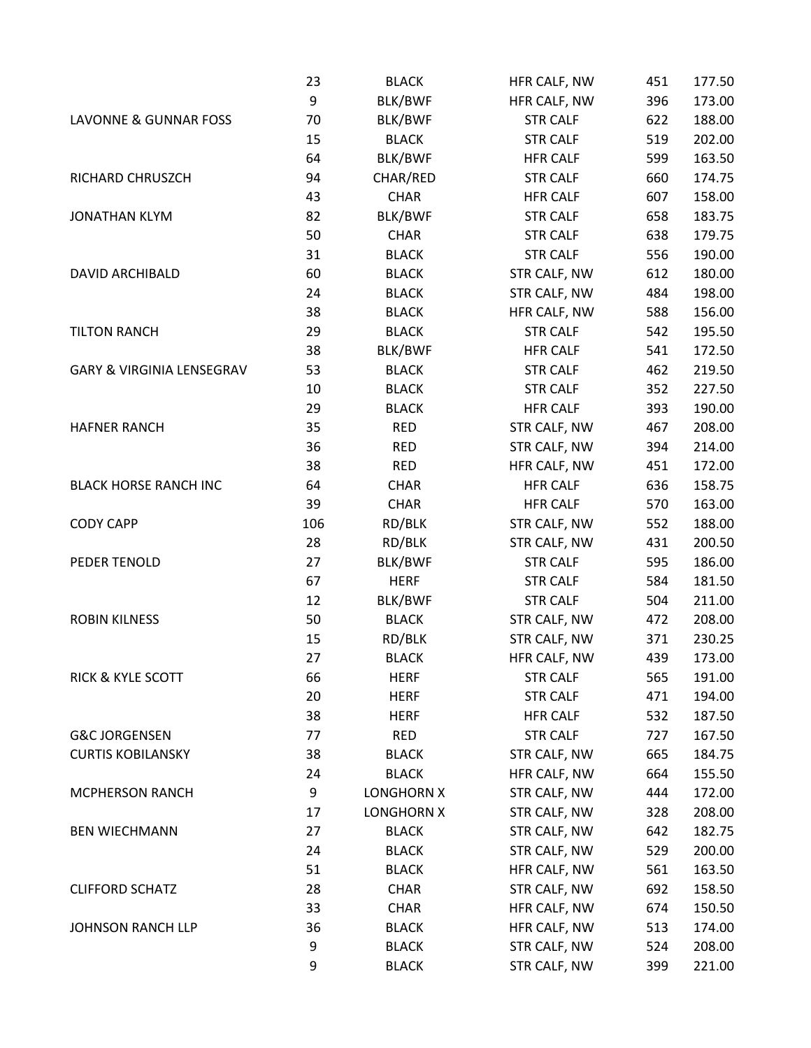| | | | | | |
|---|---|---|---|---|---|
| | 23 | BLACK | HFR CALF, NW | 451 | 177.50 |
| | 9 | BLK/BWF | HFR CALF, NW | 396 | 173.00 |
| LAVONNE & GUNNAR FOSS | 70 | BLK/BWF | STR CALF | 622 | 188.00 |
| | 15 | BLACK | STR CALF | 519 | 202.00 |
| | 64 | BLK/BWF | HFR CALF | 599 | 163.50 |
| RICHARD CHRUSZCH | 94 | CHAR/RED | STR CALF | 660 | 174.75 |
| | 43 | CHAR | HFR CALF | 607 | 158.00 |
| JONATHAN KLYM | 82 | BLK/BWF | STR CALF | 658 | 183.75 |
| | 50 | CHAR | STR CALF | 638 | 179.75 |
| | 31 | BLACK | STR CALF | 556 | 190.00 |
| DAVID ARCHIBALD | 60 | BLACK | STR CALF, NW | 612 | 180.00 |
| | 24 | BLACK | STR CALF, NW | 484 | 198.00 |
| | 38 | BLACK | HFR CALF, NW | 588 | 156.00 |
| TILTON RANCH | 29 | BLACK | STR CALF | 542 | 195.50 |
| | 38 | BLK/BWF | HFR CALF | 541 | 172.50 |
| GARY & VIRGINIA LENSEGRAV | 53 | BLACK | STR CALF | 462 | 219.50 |
| | 10 | BLACK | STR CALF | 352 | 227.50 |
| | 29 | BLACK | HFR CALF | 393 | 190.00 |
| HAFNER RANCH | 35 | RED | STR CALF, NW | 467 | 208.00 |
| | 36 | RED | STR CALF, NW | 394 | 214.00 |
| | 38 | RED | HFR CALF, NW | 451 | 172.00 |
| BLACK HORSE RANCH INC | 64 | CHAR | HFR CALF | 636 | 158.75 |
| | 39 | CHAR | HFR CALF | 570 | 163.00 |
| CODY CAPP | 106 | RD/BLK | STR CALF, NW | 552 | 188.00 |
| | 28 | RD/BLK | STR CALF, NW | 431 | 200.50 |
| PEDER TENOLD | 27 | BLK/BWF | STR CALF | 595 | 186.00 |
| | 67 | HERF | STR CALF | 584 | 181.50 |
| | 12 | BLK/BWF | STR CALF | 504 | 211.00 |
| ROBIN KILNESS | 50 | BLACK | STR CALF, NW | 472 | 208.00 |
| | 15 | RD/BLK | STR CALF, NW | 371 | 230.25 |
| | 27 | BLACK | HFR CALF, NW | 439 | 173.00 |
| RICK & KYLE SCOTT | 66 | HERF | STR CALF | 565 | 191.00 |
| | 20 | HERF | STR CALF | 471 | 194.00 |
| | 38 | HERF | HFR CALF | 532 | 187.50 |
| G&C JORGENSEN | 77 | RED | STR CALF | 727 | 167.50 |
| CURTIS KOBILANSKY | 38 | BLACK | STR CALF, NW | 665 | 184.75 |
| | 24 | BLACK | HFR CALF, NW | 664 | 155.50 |
| MCPHERSON RANCH | 9 | LONGHORN X | STR CALF, NW | 444 | 172.00 |
| | 17 | LONGHORN X | STR CALF, NW | 328 | 208.00 |
| BEN WIECHMANN | 27 | BLACK | STR CALF, NW | 642 | 182.75 |
| | 24 | BLACK | STR CALF, NW | 529 | 200.00 |
| | 51 | BLACK | HFR CALF, NW | 561 | 163.50 |
| CLIFFORD SCHATZ | 28 | CHAR | STR CALF, NW | 692 | 158.50 |
| | 33 | CHAR | HFR CALF, NW | 674 | 150.50 |
| JOHNSON RANCH LLP | 36 | BLACK | HFR CALF, NW | 513 | 174.00 |
| | 9 | BLACK | STR CALF, NW | 524 | 208.00 |
| | 9 | BLACK | STR CALF, NW | 399 | 221.00 |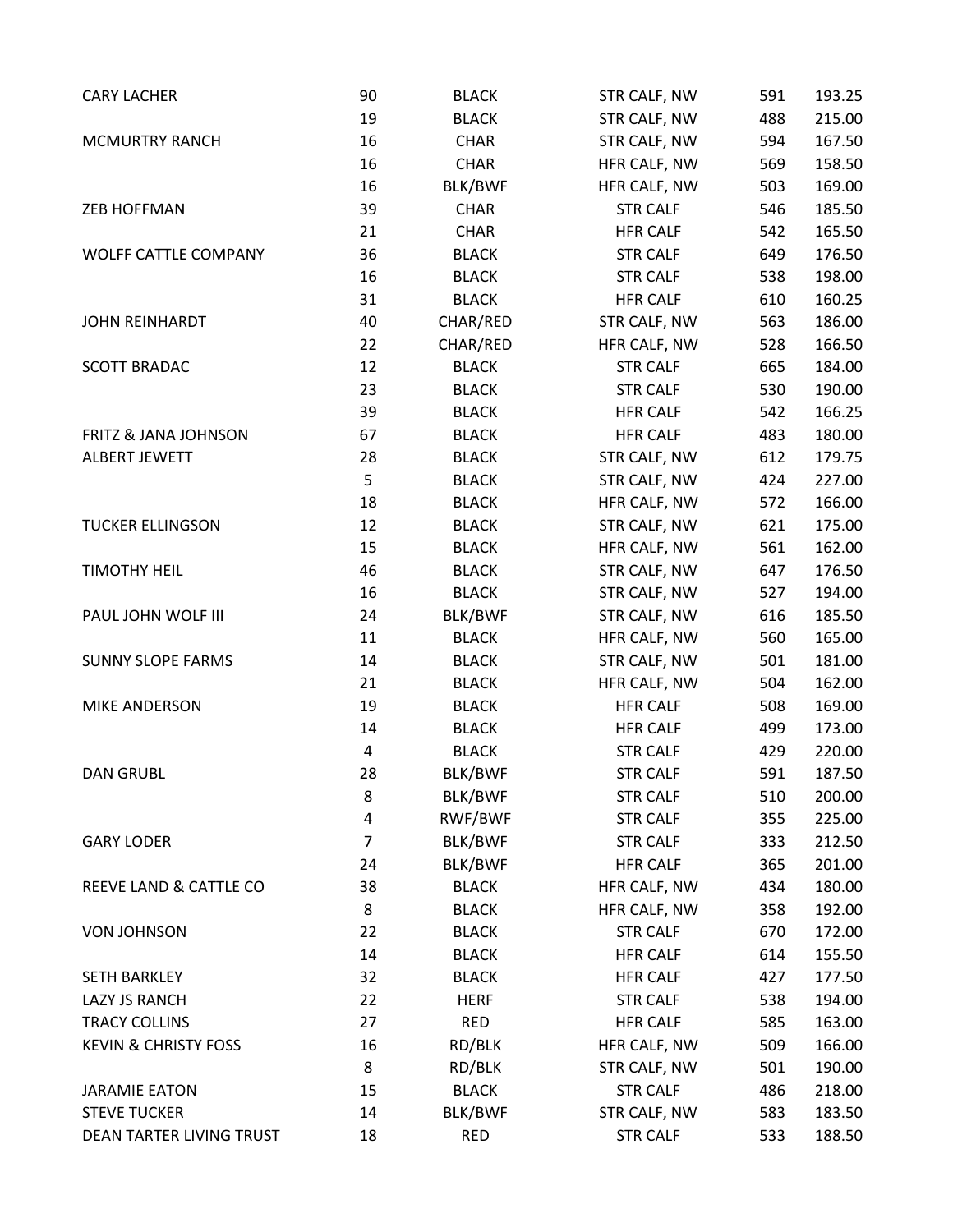| | | | | | |
|---|---|---|---|---|---|
| CARY LACHER | 90 | BLACK | STR CALF, NW | 591 | 193.25 |
| | 19 | BLACK | STR CALF, NW | 488 | 215.00 |
| MCMURTRY RANCH | 16 | CHAR | STR CALF, NW | 594 | 167.50 |
| | 16 | CHAR | HFR CALF, NW | 569 | 158.50 |
| | 16 | BLK/BWF | HFR CALF, NW | 503 | 169.00 |
| ZEB HOFFMAN | 39 | CHAR | STR CALF | 546 | 185.50 |
| | 21 | CHAR | HFR CALF | 542 | 165.50 |
| WOLFF CATTLE COMPANY | 36 | BLACK | STR CALF | 649 | 176.50 |
| | 16 | BLACK | STR CALF | 538 | 198.00 |
| | 31 | BLACK | HFR CALF | 610 | 160.25 |
| JOHN REINHARDT | 40 | CHAR/RED | STR CALF, NW | 563 | 186.00 |
| | 22 | CHAR/RED | HFR CALF, NW | 528 | 166.50 |
| SCOTT BRADAC | 12 | BLACK | STR CALF | 665 | 184.00 |
| | 23 | BLACK | STR CALF | 530 | 190.00 |
| | 39 | BLACK | HFR CALF | 542 | 166.25 |
| FRITZ & JANA JOHNSON | 67 | BLACK | HFR CALF | 483 | 180.00 |
| ALBERT JEWETT | 28 | BLACK | STR CALF, NW | 612 | 179.75 |
| | 5 | BLACK | STR CALF, NW | 424 | 227.00 |
| | 18 | BLACK | HFR CALF, NW | 572 | 166.00 |
| TUCKER ELLINGSON | 12 | BLACK | STR CALF, NW | 621 | 175.00 |
| | 15 | BLACK | HFR CALF, NW | 561 | 162.00 |
| TIMOTHY HEIL | 46 | BLACK | STR CALF, NW | 647 | 176.50 |
| | 16 | BLACK | STR CALF, NW | 527 | 194.00 |
| PAUL JOHN WOLF III | 24 | BLK/BWF | STR CALF, NW | 616 | 185.50 |
| | 11 | BLACK | HFR CALF, NW | 560 | 165.00 |
| SUNNY SLOPE FARMS | 14 | BLACK | STR CALF, NW | 501 | 181.00 |
| | 21 | BLACK | HFR CALF, NW | 504 | 162.00 |
| MIKE ANDERSON | 19 | BLACK | HFR CALF | 508 | 169.00 |
| | 14 | BLACK | HFR CALF | 499 | 173.00 |
| | 4 | BLACK | STR CALF | 429 | 220.00 |
| DAN GRUBL | 28 | BLK/BWF | STR CALF | 591 | 187.50 |
| | 8 | BLK/BWF | STR CALF | 510 | 200.00 |
| | 4 | RWF/BWF | STR CALF | 355 | 225.00 |
| GARY LODER | 7 | BLK/BWF | STR CALF | 333 | 212.50 |
| | 24 | BLK/BWF | HFR CALF | 365 | 201.00 |
| REEVE LAND & CATTLE CO | 38 | BLACK | HFR CALF, NW | 434 | 180.00 |
| | 8 | BLACK | HFR CALF, NW | 358 | 192.00 |
| VON JOHNSON | 22 | BLACK | STR CALF | 670 | 172.00 |
| | 14 | BLACK | HFR CALF | 614 | 155.50 |
| SETH BARKLEY | 32 | BLACK | HFR CALF | 427 | 177.50 |
| LAZY JS RANCH | 22 | HERF | STR CALF | 538 | 194.00 |
| TRACY COLLINS | 27 | RED | HFR CALF | 585 | 163.00 |
| KEVIN & CHRISTY FOSS | 16 | RD/BLK | HFR CALF, NW | 509 | 166.00 |
| | 8 | RD/BLK | STR CALF, NW | 501 | 190.00 |
| JARAMIE EATON | 15 | BLACK | STR CALF | 486 | 218.00 |
| STEVE TUCKER | 14 | BLK/BWF | STR CALF, NW | 583 | 183.50 |
| DEAN TARTER LIVING TRUST | 18 | RED | STR CALF | 533 | 188.50 |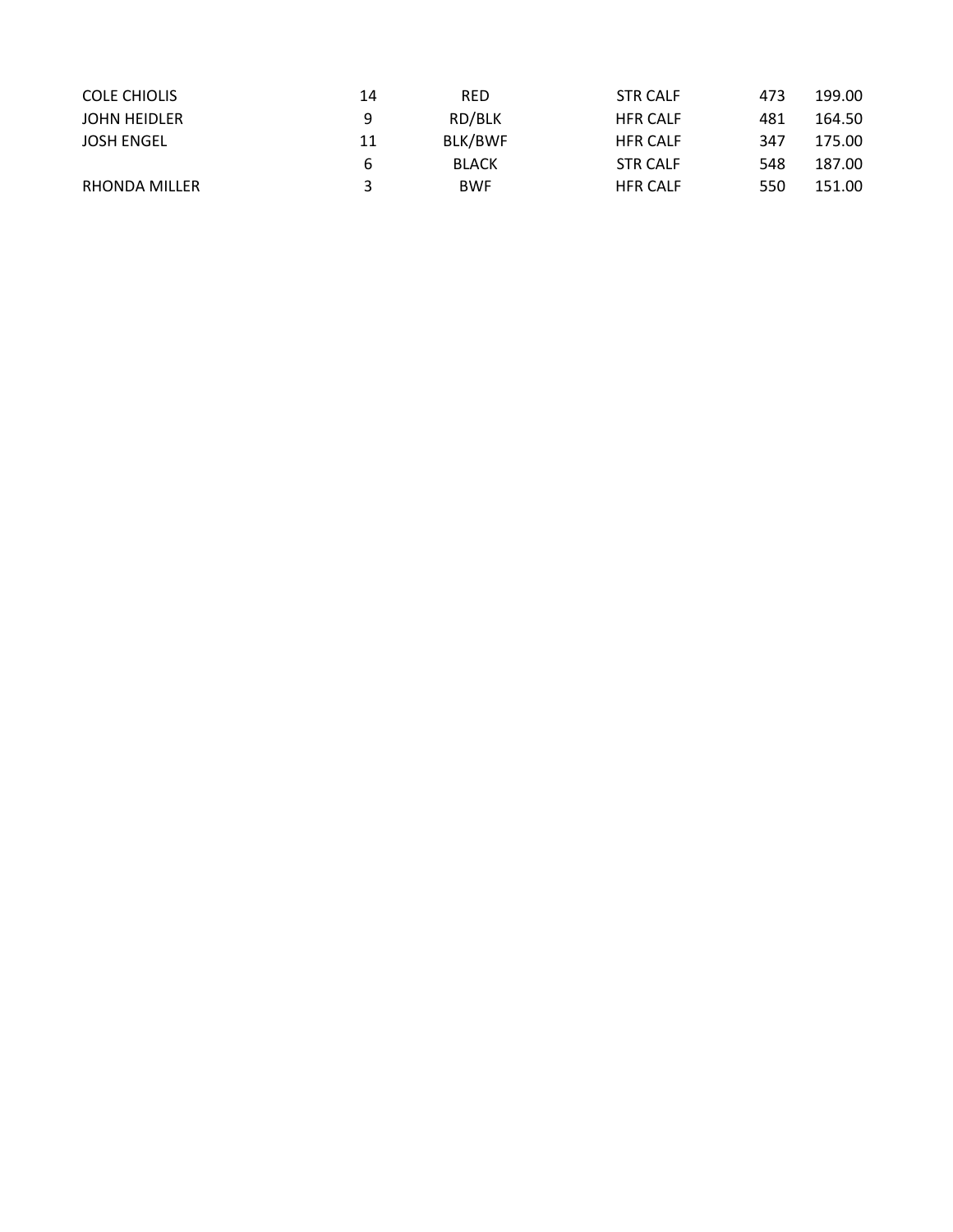| | | | | | |
|---|---|---|---|---|---|
| COLE CHIOLIS | 14 | RED | STR CALF | 473 | 199.00 |
| JOHN HEIDLER | 9 | RD/BLK | HFR CALF | 481 | 164.50 |
| JOSH ENGEL | 11 | BLK/BWF | HFR CALF | 347 | 175.00 |
| | 6 | BLACK | STR CALF | 548 | 187.00 |
| RHONDA MILLER | 3 | BWF | HFR CALF | 550 | 151.00 |